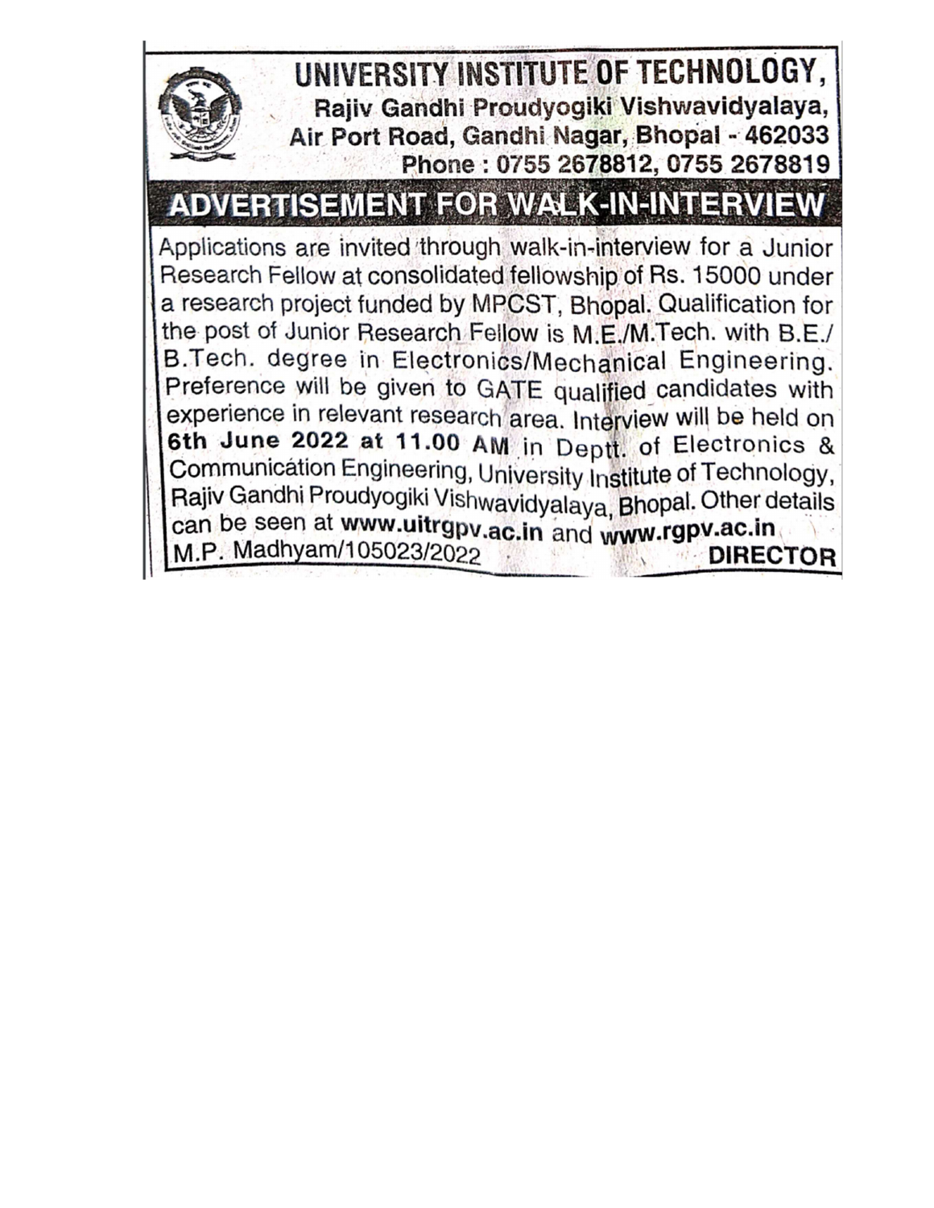# UNIVERSITY INSTITUTE OF TECHNOLOGY,

**Rajiv Gandhi Proudyogiki Vishwavidyalaya,**
**Air Port Road, Gandhi Nagar, Bhopal - 462033**
**Phone : 0755 2678812, 0755 2678819**

## ADVERTISEMENT FOR WALK-IN-INTERVIEW

Applications are invited through walk-in-interview for a Junior Research Fellow at consolidated fellowship of Rs. 15000 under a research project funded by MPCST, Bhopal. Qualification for the post of Junior Research Fellow is M.E./M.Tech. with B.E./ B.Tech. degree in Electronics/Mechanical Engineering. Preference will be given to GATE qualified candidates with experience in relevant research area. Interview will be held on **6th June 2022 at 11.00 AM** in Deptt. of Electronics & Communication Engineering, University Institute of Technology, Rajiv Gandhi Proudyogiki Vishwavidyalaya, Bhopal. Other details can be seen at **www.uitrgpv.ac.in** and **www.rgpv.ac.in**

M.P. Madhyam/105023/2022 **DIRECTOR**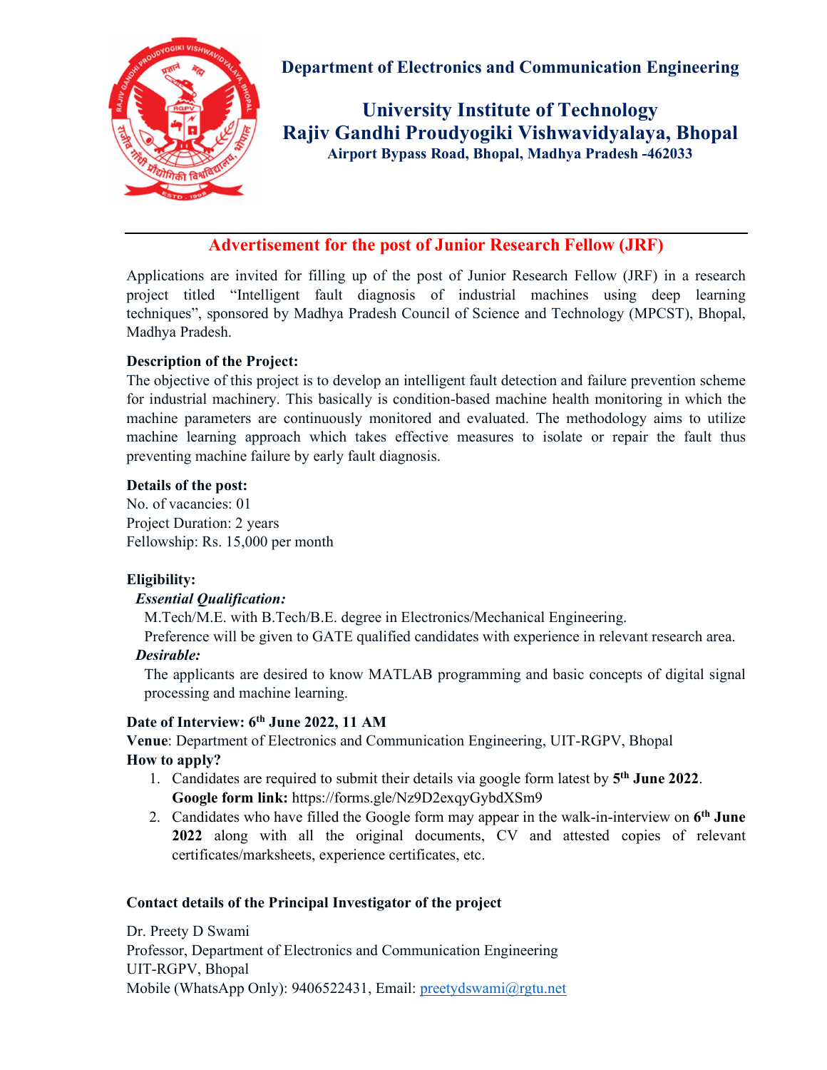# Department of Electronics and Communication Engineering

## University Institute of Technology
## Rajiv Gandhi Proudyogiki Vishwavidyalaya, Bhopal

**Airport Bypass Road, Bhopal, Madhya Pradesh -462033**

---

## Advertisement for the post of Junior Research Fellow (JRF)

Applications are invited for filling up of the post of Junior Research Fellow (JRF) in a research project titled "Intelligent fault diagnosis of industrial machines using deep learning techniques", sponsored by Madhya Pradesh Council of Science and Technology (MPCST), Bhopal, Madhya Pradesh.

**Description of the Project:**

The objective of this project is to develop an intelligent fault detection and failure prevention scheme for industrial machinery. This basically is condition-based machine health monitoring in which the machine parameters are continuously monitored and evaluated. The methodology aims to utilize machine learning approach which takes effective measures to isolate or repair the fault thus preventing machine failure by early fault diagnosis.

**Details of the post:**

No. of vacancies: 01
Project Duration: 2 years
Fellowship: Rs. 15,000 per month

**Eligibility:**

***Essential Qualification:***

M.Tech/M.E. with B.Tech/B.E. degree in Electronics/Mechanical Engineering.
Preference will be given to GATE qualified candidates with experience in relevant research area.

***Desirable:***

The applicants are desired to know MATLAB programming and basic concepts of digital signal processing and machine learning.

**Date of Interview: 6th June 2022, 11 AM**

**Venue**: Department of Electronics and Communication Engineering, UIT-RGPV, Bhopal

**How to apply?**

1. Candidates are required to submit their details via google form latest by **5th June 2022**.
   **Google form link:** https://forms.gle/Nz9D2exqyGybdXSm9
2. Candidates who have filled the Google form may appear in the walk-in-interview on **6th June 2022** along with all the original documents, CV and attested copies of relevant certificates/marksheets, experience certificates, etc.

**Contact details of the Principal Investigator of the project**

Dr. Preety D Swami
Professor, Department of Electronics and Communication Engineering
UIT-RGPV, Bhopal
Mobile (WhatsApp Only): 9406522431, Email: preetydswami@rgtu.net